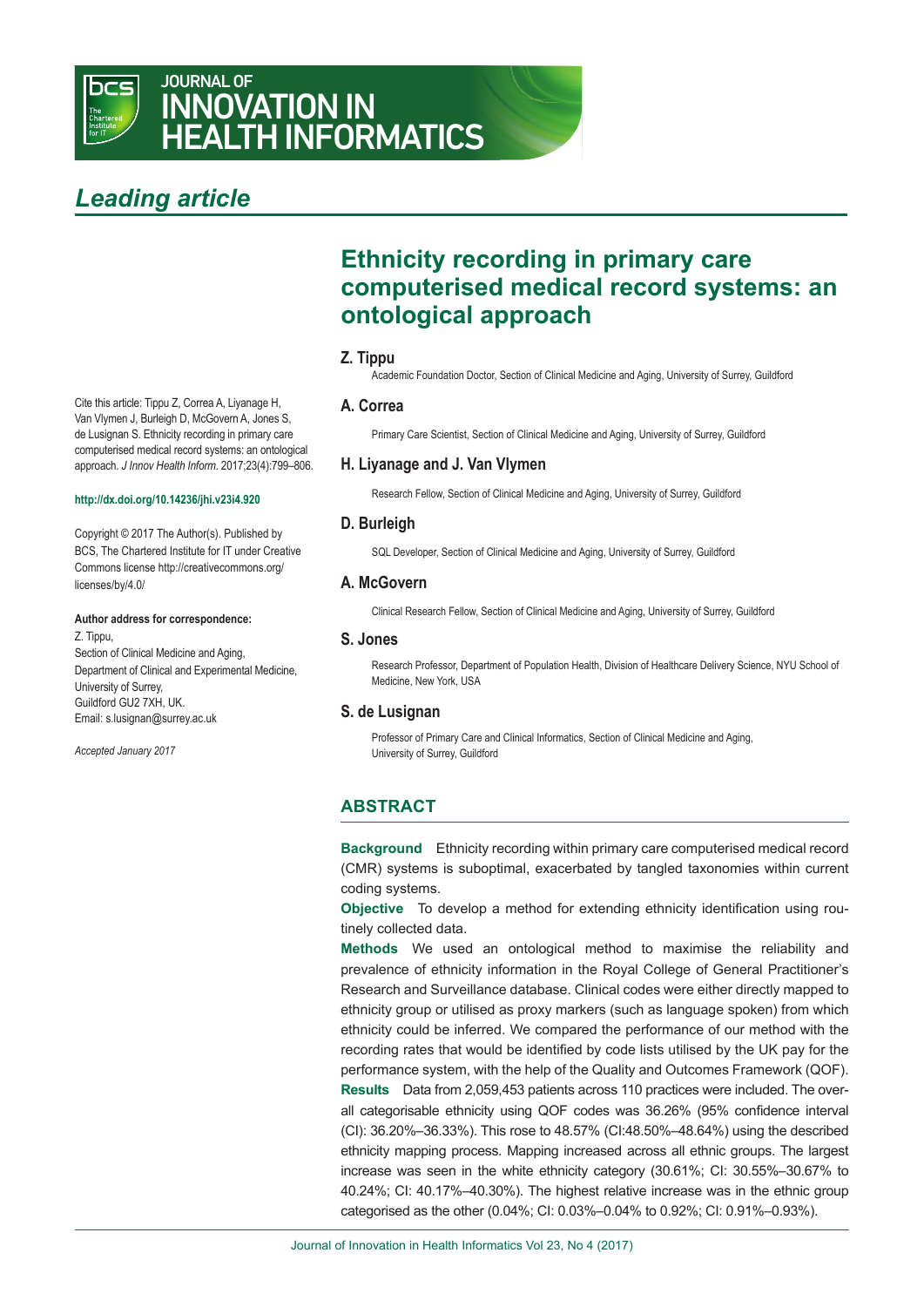JOURNAL OF INNOVATION IN HEALTH INFORMATICS

*Leading article*

# Ethnicity recording in primary care computerised medical record systems: an ontological approach

## Z. Tippu

Academic Foundation Doctor, Section of Clinical Medicine and Aging, University of Surrey, Guildford

## A. Correa

Primary Care Scientist, Section of Clinical Medicine and Aging, University of Surrey, Guildford

## H. Liyanage and J. Van Vlymen

Research Fellow, Section of Clinical Medicine and Aging, University of Surrey, Guildford

## D. Burleigh

SQL Developer, Section of Clinical Medicine and Aging, University of Surrey, Guildford

## A. McGovern

Clinical Research Fellow, Section of Clinical Medicine and Aging, University of Surrey, Guildford

## S. Jones

Research Professor, Department of Population Health, Division of Healthcare Delivery Science, NYU School of Medicine, New York, USA

## S. de Lusignan

Professor of Primary Care and Clinical Informatics, Section of Clinical Medicine and Aging, University of Surrey, Guildford

Cite this article: Tippu Z, Correa A, Liyanage H, Van Vlymen J, Burleigh D, McGovern A, Jones S, de Lusignan S. Ethnicity recording in primary care computerised medical record systems: an ontological approach. *J Innov Health Inform*. 2017;23(4):799–806.

**http://dx.doi.org/10.14236/jhi.v23i4.920**

Copyright © 2017 The Author(s). Published by BCS, The Chartered Institute for IT under Creative Commons license http://creativecommons.org/licenses/by/4.0/

**Author address for correspondence:**

Z. Tippu,
Section of Clinical Medicine and Aging,
Department of Clinical and Experimental Medicine,
University of Surrey,
Guildford GU2 7XH, UK.
Email: s.lusignan@surrey.ac.uk

*Accepted January 2017*

## ABSTRACT

**Background** Ethnicity recording within primary care computerised medical record (CMR) systems is suboptimal, exacerbated by tangled taxonomies within current coding systems.

**Objective** To develop a method for extending ethnicity identification using routinely collected data.

**Methods** We used an ontological method to maximise the reliability and prevalence of ethnicity information in the Royal College of General Practitioner's Research and Surveillance database. Clinical codes were either directly mapped to ethnicity group or utilised as proxy markers (such as language spoken) from which ethnicity could be inferred. We compared the performance of our method with the recording rates that would be identified by code lists utilised by the UK pay for the performance system, with the help of the Quality and Outcomes Framework (QOF).

**Results** Data from 2,059,453 patients across 110 practices were included. The overall categorisable ethnicity using QOF codes was 36.26% (95% confidence interval (CI): 36.20%–36.33%). This rose to 48.57% (CI:48.50%–48.64%) using the described ethnicity mapping process. Mapping increased across all ethnic groups. The largest increase was seen in the white ethnicity category (30.61%; CI: 30.55%–30.67% to 40.24%; CI: 40.17%–40.30%). The highest relative increase was in the ethnic group categorised as the other (0.04%; CI: 0.03%–0.04% to 0.92%; CI: 0.91%–0.93%).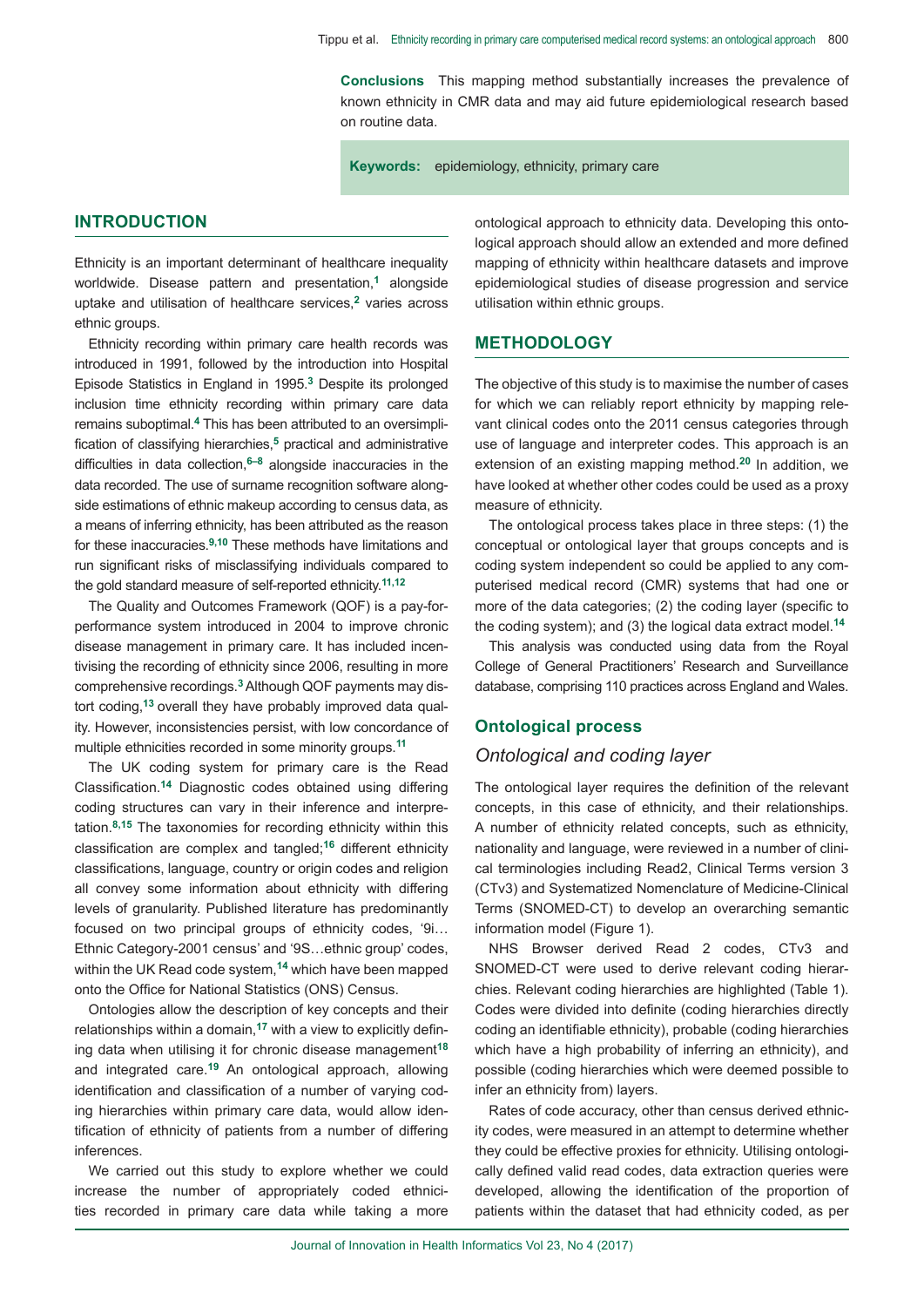**Conclusions** This mapping method substantially increases the prevalence of known ethnicity in CMR data and may aid future epidemiological research based on routine data.

**Keywords:** epidemiology, ethnicity, primary care

## INTRODUCTION

Ethnicity is an important determinant of healthcare inequality worldwide. Disease pattern and presentation,[1] alongside uptake and utilisation of healthcare services,[2] varies across ethnic groups.

Ethnicity recording within primary care health records was introduced in 1991, followed by the introduction into Hospital Episode Statistics in England in 1995.[3] Despite its prolonged inclusion time ethnicity recording within primary care data remains suboptimal.[4] This has been attributed to an oversimplification of classifying hierarchies,[5] practical and administrative difficulties in data collection,[6–8] alongside inaccuracies in the data recorded. The use of surname recognition software alongside estimations of ethnic makeup according to census data, as a means of inferring ethnicity, has been attributed as the reason for these inaccuracies.[9,10] These methods have limitations and run significant risks of misclassifying individuals compared to the gold standard measure of self-reported ethnicity.[11,12]

The Quality and Outcomes Framework (QOF) is a pay-for-performance system introduced in 2004 to improve chronic disease management in primary care. It has included incentivising the recording of ethnicity since 2006, resulting in more comprehensive recordings.[3] Although QOF payments may distort coding,[13] overall they have probably improved data quality. However, inconsistencies persist, with low concordance of multiple ethnicities recorded in some minority groups.[11]

The UK coding system for primary care is the Read Classification.[14] Diagnostic codes obtained using differing coding structures can vary in their inference and interpretation.[8,15] The taxonomies for recording ethnicity within this classification are complex and tangled;[16] different ethnicity classifications, language, country or origin codes and religion all convey some information about ethnicity with differing levels of granularity. Published literature has predominantly focused on two principal groups of ethnicity codes, '9i… Ethnic Category-2001 census' and '9S…ethnic group' codes, within the UK Read code system,[14] which have been mapped onto the Office for National Statistics (ONS) Census.

Ontologies allow the description of key concepts and their relationships within a domain,[17] with a view to explicitly defining data when utilising it for chronic disease management[18] and integrated care.[19] An ontological approach, allowing identification and classification of a number of varying coding hierarchies within primary care data, would allow identification of ethnicity of patients from a number of differing inferences.

We carried out this study to explore whether we could increase the number of appropriately coded ethnicities recorded in primary care data while taking a more ontological approach to ethnicity data. Developing this ontological approach should allow an extended and more defined mapping of ethnicity within healthcare datasets and improve epidemiological studies of disease progression and service utilisation within ethnic groups.

## METHODOLOGY

The objective of this study is to maximise the number of cases for which we can reliably report ethnicity by mapping relevant clinical codes onto the 2011 census categories through use of language and interpreter codes. This approach is an extension of an existing mapping method.[20] In addition, we have looked at whether other codes could be used as a proxy measure of ethnicity.

The ontological process takes place in three steps: (1) the conceptual or ontological layer that groups concepts and is coding system independent so could be applied to any computerised medical record (CMR) systems that had one or more of the data categories; (2) the coding layer (specific to the coding system); and (3) the logical data extract model.[14]

This analysis was conducted using data from the Royal College of General Practitioners' Research and Surveillance database, comprising 110 practices across England and Wales.

### Ontological process

#### *Ontological and coding layer*

The ontological layer requires the definition of the relevant concepts, in this case of ethnicity, and their relationships. A number of ethnicity related concepts, such as ethnicity, nationality and language, were reviewed in a number of clinical terminologies including Read2, Clinical Terms version 3 (CTv3) and Systematized Nomenclature of Medicine-Clinical Terms (SNOMED-CT) to develop an overarching semantic information model (Figure 1).

NHS Browser derived Read 2 codes, CTv3 and SNOMED-CT were used to derive relevant coding hierarchies. Relevant coding hierarchies are highlighted (Table 1). Codes were divided into definite (coding hierarchies directly coding an identifiable ethnicity), probable (coding hierarchies which have a high probability of inferring an ethnicity), and possible (coding hierarchies which were deemed possible to infer an ethnicity from) layers.

Rates of code accuracy, other than census derived ethnicity codes, were measured in an attempt to determine whether they could be effective proxies for ethnicity. Utilising ontologically defined valid read codes, data extraction queries were developed, allowing the identification of the proportion of patients within the dataset that had ethnicity coded, as per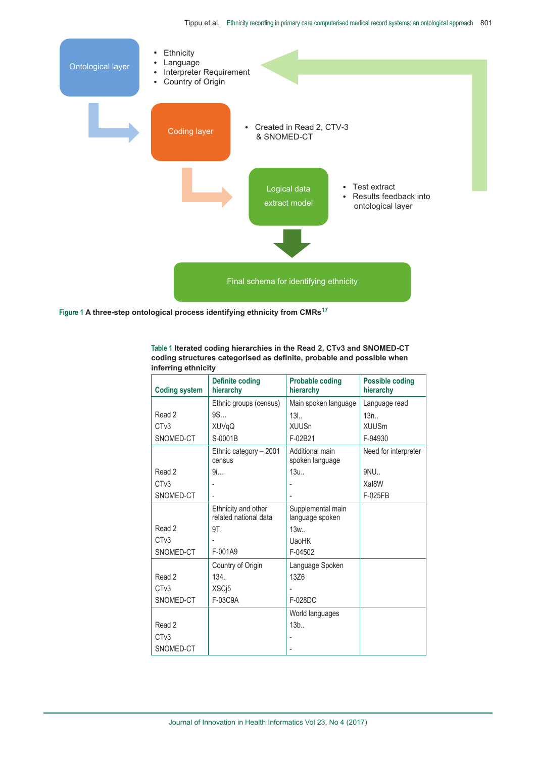Ontological layer

- Ethnicity
- Language
- Interpreter Requirement
- Country of Origin

Coding layer

- Created in Read 2, CTV-3 & SNOMED-CT

Logical data extract model

- Test extract
- Results feedback into ontological layer

Final schema for identifying ethnicity

**Figure 1** **A three-step ontological process identifying ethnicity from CMRs**[17]

**Table 1** **Iterated coding hierarchies in the Read 2, CTv3 and SNOMED-CT coding structures categorised as definite, probable and possible when inferring ethnicity**

| Coding system | Definite coding hierarchy | Probable coding hierarchy | Possible coding hierarchy |
|---|---|---|---|
| | Ethnic groups (census) | Main spoken language | Language read |
| Read 2 | 9S... | 13l.. | 13n.. |
| CTv3 | XUVqQ | XUUSn | XUUSm |
| SNOMED-CT | S-0001B | F-02B21 | F-94930 |
| | Ethnic category – 2001 census | Additional main spoken language | Need for interpreter |
| Read 2 | 9i... | 13u.. | 9NU.. |
| CTv3 | - | - | Xal8W |
| SNOMED-CT | - | - | F-025FB |
| | Ethnicity and other related national data | Supplemental main language spoken | |
| Read 2 | 9T. | 13w.. | |
| CTv3 | - | UaoHK | |
| SNOMED-CT | F-001A9 | F-04502 | |
| | Country of Origin | Language Spoken | |
| Read 2 | 134.. | 13Z6 | |
| CTv3 | XSCj5 | - | |
| SNOMED-CT | F-03C9A | F-028DC | |
| | | World languages | |
| Read 2 | | 13b.. | |
| CTv3 | | - | |
| SNOMED-CT | | - | |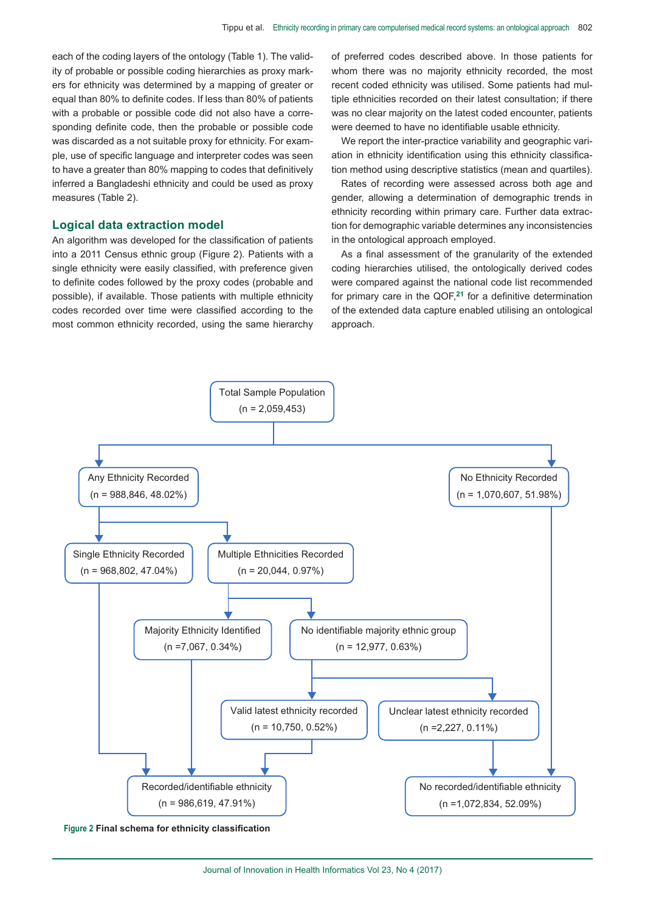each of the coding layers of the ontology (Table 1). The validity of probable or possible coding hierarchies as proxy markers for ethnicity was determined by a mapping of greater or equal than 80% to definite codes. If less than 80% of patients with a probable or possible code did not also have a corresponding definite code, then the probable or possible code was discarded as a not suitable proxy for ethnicity. For example, use of specific language and interpreter codes was seen to have a greater than 80% mapping to codes that definitively inferred a Bangladeshi ethnicity and could be used as proxy measures (Table 2).

## Logical data extraction model

An algorithm was developed for the classification of patients into a 2011 Census ethnic group (Figure 2). Patients with a single ethnicity were easily classified, with preference given to definite codes followed by the proxy codes (probable and possible), if available. Those patients with multiple ethnicity codes recorded over time were classified according to the most common ethnicity recorded, using the same hierarchy of preferred codes described above. In those patients for whom there was no majority ethnicity recorded, the most recent coded ethnicity was utilised. Some patients had multiple ethnicities recorded on their latest consultation; if there was no clear majority on the latest coded encounter, patients were deemed to have no identifiable usable ethnicity.

We report the inter-practice variability and geographic variation in ethnicity identification using this ethnicity classification method using descriptive statistics (mean and quartiles).

Rates of recording were assessed across both age and gender, allowing a determination of demographic trends in ethnicity recording within primary care. Further data extraction for demographic variable determines any inconsistencies in the ontological approach employed.

As a final assessment of the granularity of the extended coding hierarchies utilised, the ontologically derived codes were compared against the national code list recommended for primary care in the QOF,[21] for a definitive determination of the extended data capture enabled utilising an ontological approach.

- Total Sample Population (n = 2,059,453)
  - Any Ethnicity Recorded (n = 988,846, 48.02%)
    - Single Ethnicity Recorded (n = 968,802, 47.04%) → Recorded/identifiable ethnicity
    - Multiple Ethnicities Recorded (n = 20,044, 0.97%)
      - Majority Ethnicity Identified (n =7,067, 0.34%) → Recorded/identifiable ethnicity
      - No identifiable majority ethnic group (n = 12,977, 0.63%)
        - Valid latest ethnicity recorded (n = 10,750, 0.52%) → Recorded/identifiable ethnicity
        - Unclear latest ethnicity recorded (n =2,227, 0.11%) → No recorded/identifiable ethnicity
  - No Ethnicity Recorded (n = 1,070,607, 51.98%) → No recorded/identifiable ethnicity
- Recorded/identifiable ethnicity (n = 986,619, 47.91%)
- No recorded/identifiable ethnicity (n =1,072,834, 52.09%)

**Figure 2 Final schema for ethnicity classification**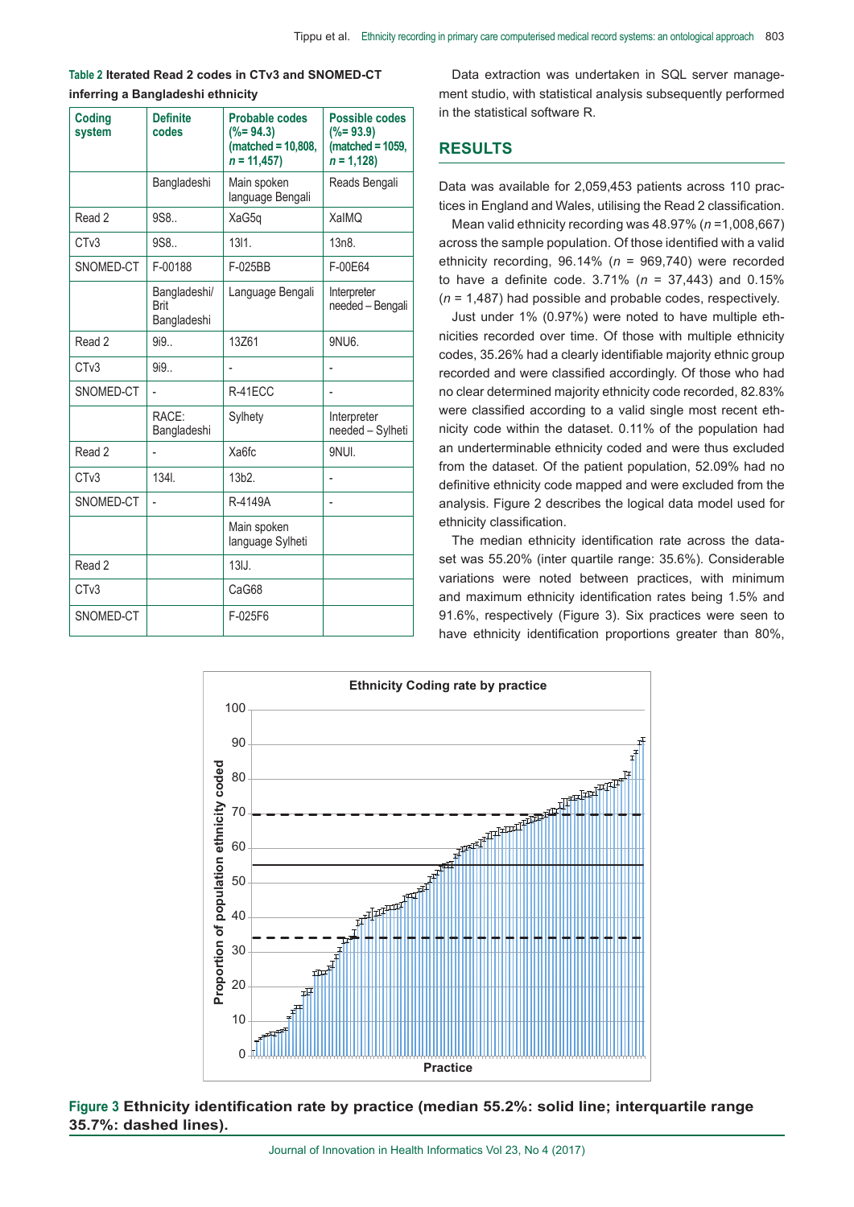**Table 2 Iterated Read 2 codes in CTv3 and SNOMED-CT inferring a Bangladeshi ethnicity**

| Coding system | Definite codes | Probable codes (%= 94.3) (matched = 10,808, *n* = 11,457) | Possible codes (%= 93.9) (matched = 1059, *n* = 1,128) |
|---|---|---|---|
| | Bangladeshi | Main spoken language Bengali | Reads Bengali |
| Read 2 | 9S8.. | XaG5q | XaIMQ |
| CTv3 | 9S8.. | 13l1. | 13n8. |
| SNOMED-CT | F-00188 | F-025BB | F-00E64 |
| | Bangladeshi/ Brit Bangladeshi | Language Bengali | Interpreter needed – Bengali |
| Read 2 | 9i9.. | 13Z61 | 9NU6. |
| CTv3 | 9i9.. | - | - |
| SNOMED-CT | - | R-41ECC | - |
| | RACE: Bangladeshi | Sylhety | Interpreter needed – Sylheti |
| Read 2 | - | Xa6fc | 9NUI. |
| CTv3 | 134I. | 13b2. | - |
| SNOMED-CT | - | R-4149A | - |
| | | Main spoken language Sylheti | |
| Read 2 | | 13lJ. | |
| CTv3 | | CaG68 | |
| SNOMED-CT | | F-025F6 | |

Data extraction was undertaken in SQL server management studio, with statistical analysis subsequently performed in the statistical software R.

## RESULTS

Data was available for 2,059,453 patients across 110 practices in England and Wales, utilising the Read 2 classification.

Mean valid ethnicity recording was 48.97% (*n* =1,008,667) across the sample population. Of those identified with a valid ethnicity recording, 96.14% (*n* = 969,740) were recorded to have a definite code. 3.71% (*n* = 37,443) and 0.15% (*n* = 1,487) had possible and probable codes, respectively.

Just under 1% (0.97%) were noted to have multiple ethnicities recorded over time. Of those with multiple ethnicity codes, 35.26% had a clearly identifiable majority ethnic group recorded and were classified accordingly. Of those who had no clear determined majority ethnicity code recorded, 82.83% were classified according to a valid single most recent ethnicity code within the dataset. 0.11% of the population had an underterminable ethnicity coded and were thus excluded from the dataset. Of the patient population, 52.09% had no definitive ethnicity code mapped and were excluded from the analysis. Figure 2 describes the logical data model used for ethnicity classification.

The median ethnicity identification rate across the dataset was 55.20% (inter quartile range: 35.6%). Considerable variations were noted between practices, with minimum and maximum ethnicity identification rates being 1.5% and 91.6%, respectively (Figure 3). Six practices were seen to have ethnicity identification proportions greater than 80%,

**Figure 3 Ethnicity identification rate by practice (median 55.2%: solid line; interquartile range 35.7%: dashed lines).**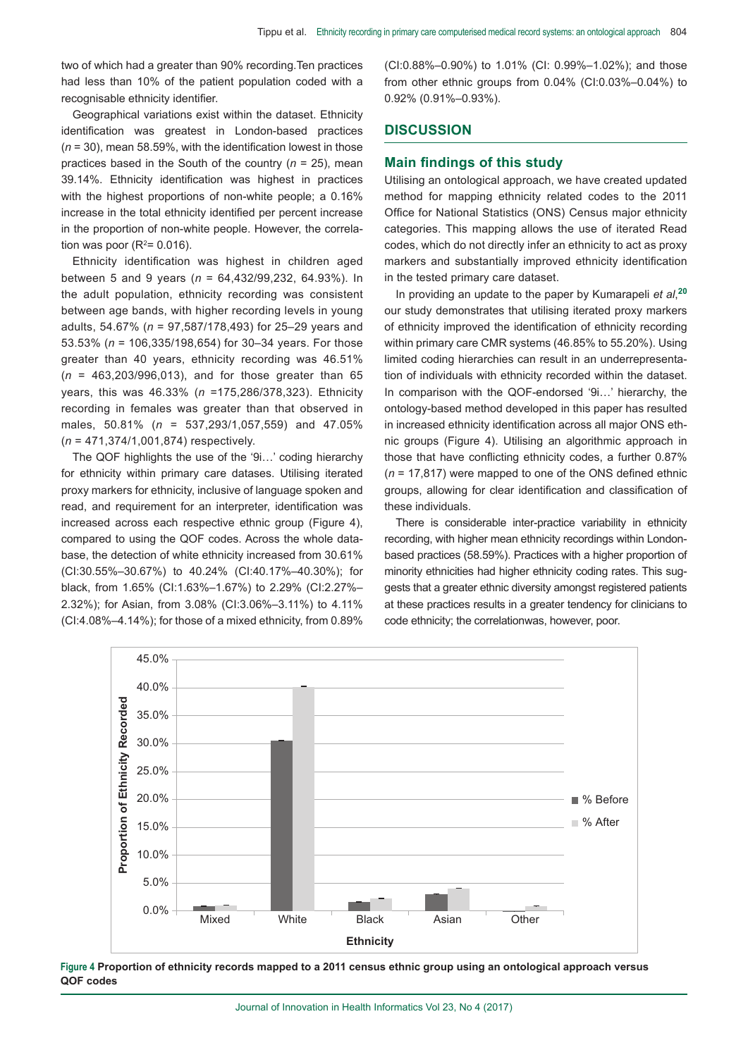two of which had a greater than 90% recording. Ten practices had less than 10% of the patient population coded with a recognisable ethnicity identifier.

Geographical variations exist within the dataset. Ethnicity identification was greatest in London-based practices (*n* = 30), mean 58.59%, with the identification lowest in those practices based in the South of the country (*n* = 25), mean 39.14%. Ethnicity identification was highest in practices with the highest proportions of non-white people; a 0.16% increase in the total ethnicity identified per percent increase in the proportion of non-white people. However, the correlation was poor ($R^2$= 0.016).

Ethnicity identification was highest in children aged between 5 and 9 years (*n* = 64,432/99,232, 64.93%). In the adult population, ethnicity recording was consistent between age bands, with higher recording levels in young adults, 54.67% (*n* = 97,587/178,493) for 25–29 years and 53.53% (*n* = 106,335/198,654) for 30–34 years. For those greater than 40 years, ethnicity recording was 46.51% (*n* = 463,203/996,013), and for those greater than 65 years, this was 46.33% (*n* =175,286/378,323). Ethnicity recording in females was greater than that observed in males, 50.81% (*n* = 537,293/1,057,559) and 47.05% (*n* = 471,374/1,001,874) respectively.

The QOF highlights the use of the '9i…' coding hierarchy for ethnicity within primary care datases. Utilising iterated proxy markers for ethnicity, inclusive of language spoken and read, and requirement for an interpreter, identification was increased across each respective ethnic group (Figure 4), compared to using the QOF codes. Across the whole database, the detection of white ethnicity increased from 30.61% (CI:30.55%–30.67%) to 40.24% (CI:40.17%–40.30%); for black, from 1.65% (CI:1.63%–1.67%) to 2.29% (CI:2.27%–2.32%); for Asian, from 3.08% (CI:3.06%–3.11%) to 4.11% (CI:4.08%–4.14%); for those of a mixed ethnicity, from 0.89% (CI:0.88%–0.90%) to 1.01% (CI: 0.99%–1.02%); and those from other ethnic groups from 0.04% (CI:0.03%–0.04%) to 0.92% (0.91%–0.93%).

## DISCUSSION

### Main findings of this study

Utilising an ontological approach, we have created updated method for mapping ethnicity related codes to the 2011 Office for National Statistics (ONS) Census major ethnicity categories. This mapping allows the use of iterated Read codes, which do not directly infer an ethnicity to act as proxy markers and substantially improved ethnicity identification in the tested primary care dataset.

In providing an update to the paper by Kumarapeli *et al*,[20] our study demonstrates that utilising iterated proxy markers of ethnicity improved the identification of ethnicity recording within primary care CMR systems (46.85% to 55.20%). Using limited coding hierarchies can result in an underrepresentation of individuals with ethnicity recorded within the dataset. In comparison with the QOF-endorsed '9i…' hierarchy, the ontology-based method developed in this paper has resulted in increased ethnicity identification across all major ONS ethnic groups (Figure 4). Utilising an algorithmic approach in those that have conflicting ethnicity codes, a further 0.87% (*n* = 17,817) were mapped to one of the ONS defined ethnic groups, allowing for clear identification and classification of these individuals.

There is considerable inter-practice variability in ethnicity recording, with higher mean ethnicity recordings within London-based practices (58.59%). Practices with a higher proportion of minority ethnicities had higher ethnicity coding rates. This suggests that a greater ethnic diversity amongst registered patients at these practices results in a greater tendency for clinicians to code ethnicity; the correlationwas, however, poor.

**Figure 4 Proportion of ethnicity records mapped to a 2011 census ethnic group using an ontological approach versus QOF codes**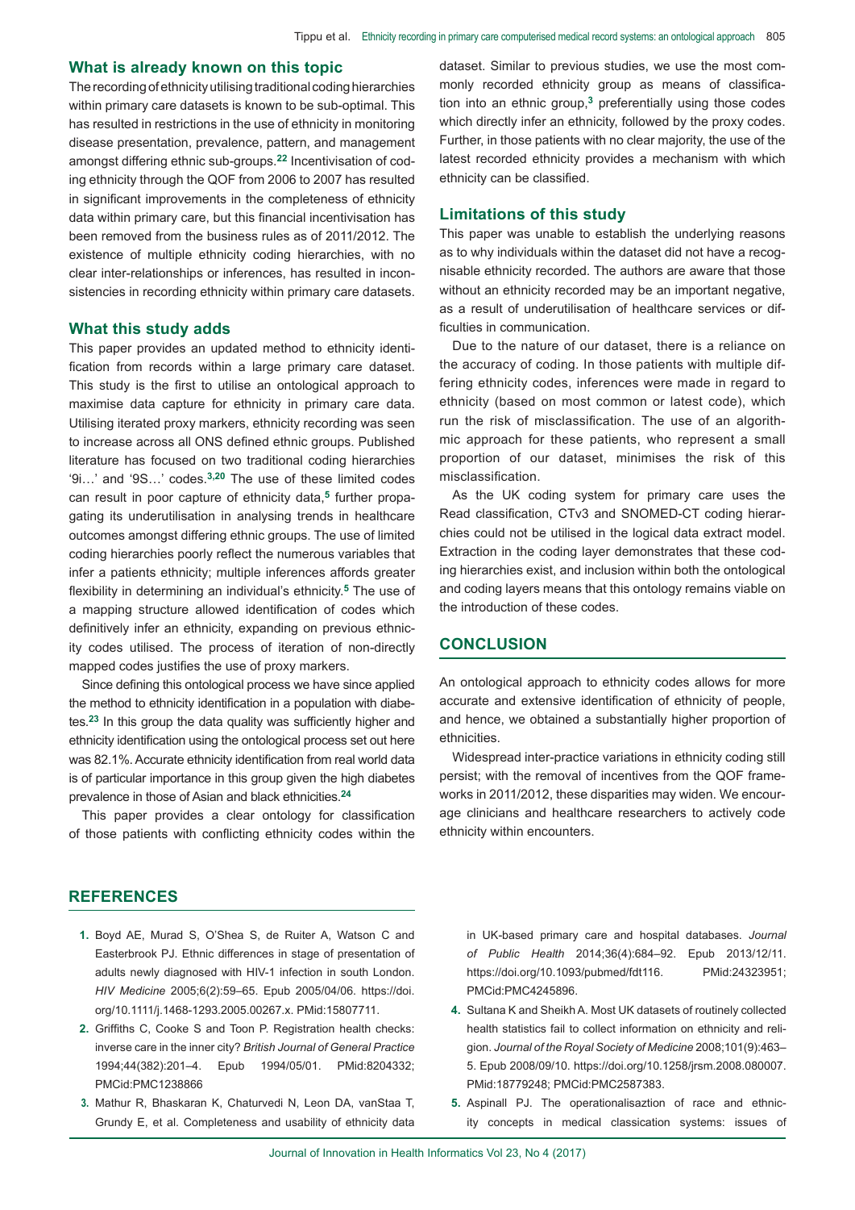### What is already known on this topic

The recording of ethnicity utilising traditional coding hierarchies within primary care datasets is known to be sub-optimal. This has resulted in restrictions in the use of ethnicity in monitoring disease presentation, prevalence, pattern, and management amongst differing ethnic sub-groups.[22] Incentivisation of coding ethnicity through the QOF from 2006 to 2007 has resulted in significant improvements in the completeness of ethnicity data within primary care, but this financial incentivisation has been removed from the business rules as of 2011/2012. The existence of multiple ethnicity coding hierarchies, with no clear inter-relationships or inferences, has resulted in inconsistencies in recording ethnicity within primary care datasets.

### What this study adds

This paper provides an updated method to ethnicity identification from records within a large primary care dataset. This study is the first to utilise an ontological approach to maximise data capture for ethnicity in primary care data. Utilising iterated proxy markers, ethnicity recording was seen to increase across all ONS defined ethnic groups. Published literature has focused on two traditional coding hierarchies '9i…' and '9S…' codes.[3,20] The use of these limited codes can result in poor capture of ethnicity data,[5] further propagating its underutilisation in analysing trends in healthcare outcomes amongst differing ethnic groups. The use of limited coding hierarchies poorly reflect the numerous variables that infer a patients ethnicity; multiple inferences affords greater flexibility in determining an individual's ethnicity.[5] The use of a mapping structure allowed identification of codes which definitively infer an ethnicity, expanding on previous ethnicity codes utilised. The process of iteration of non-directly mapped codes justifies the use of proxy markers.

Since defining this ontological process we have since applied the method to ethnicity identification in a population with diabetes.[23] In this group the data quality was sufficiently higher and ethnicity identification using the ontological process set out here was 82.1%. Accurate ethnicity identification from real world data is of particular importance in this group given the high diabetes prevalence in those of Asian and black ethnicities.[24]

This paper provides a clear ontology for classification of those patients with conflicting ethnicity codes within the dataset. Similar to previous studies, we use the most commonly recorded ethnicity group as means of classification into an ethnic group,[3] preferentially using those codes which directly infer an ethnicity, followed by the proxy codes. Further, in those patients with no clear majority, the use of the latest recorded ethnicity provides a mechanism with which ethnicity can be classified.

### Limitations of this study

This paper was unable to establish the underlying reasons as to why individuals within the dataset did not have a recognisable ethnicity recorded. The authors are aware that those without an ethnicity recorded may be an important negative, as a result of underutilisation of healthcare services or difficulties in communication.

Due to the nature of our dataset, there is a reliance on the accuracy of coding. In those patients with multiple differing ethnicity codes, inferences were made in regard to ethnicity (based on most common or latest code), which run the risk of misclassification. The use of an algorithmic approach for these patients, who represent a small proportion of our dataset, minimises the risk of this misclassification.

As the UK coding system for primary care uses the Read classification, CTv3 and SNOMED-CT coding hierarchies could not be utilised in the logical data extract model. Extraction in the coding layer demonstrates that these coding hierarchies exist, and inclusion within both the ontological and coding layers means that this ontology remains viable on the introduction of these codes.

## CONCLUSION

An ontological approach to ethnicity codes allows for more accurate and extensive identification of ethnicity of people, and hence, we obtained a substantially higher proportion of ethnicities.

Widespread inter-practice variations in ethnicity coding still persist; with the removal of incentives from the QOF frameworks in 2011/2012, these disparities may widen. We encourage clinicians and healthcare researchers to actively code ethnicity within encounters.

## REFERENCES

1. Boyd AE, Murad S, O'Shea S, de Ruiter A, Watson C and Easterbrook PJ. Ethnic differences in stage of presentation of adults newly diagnosed with HIV-1 infection in south London. *HIV Medicine* 2005;6(2):59–65. Epub 2005/04/06. https://doi.org/10.1111/j.1468-1293.2005.00267.x. PMid:15807711.
2. Griffiths C, Cooke S and Toon P. Registration health checks: inverse care in the inner city? *British Journal of General Practice* 1994;44(382):201–4. Epub 1994/05/01. PMid:8204332; PMCid:PMC1238866
3. Mathur R, Bhaskaran K, Chaturvedi N, Leon DA, vanStaa T, Grundy E, et al. Completeness and usability of ethnicity data in UK-based primary care and hospital databases. *Journal of Public Health* 2014;36(4):684–92. Epub 2013/12/11. https://doi.org/10.1093/pubmed/fdt116. PMid:24323951; PMCid:PMC4245896.
4. Sultana K and Sheikh A. Most UK datasets of routinely collected health statistics fail to collect information on ethnicity and religion. *Journal of the Royal Society of Medicine* 2008;101(9):463–5. Epub 2008/09/10. https://doi.org/10.1258/jrsm.2008.080007. PMid:18779248; PMCid:PMC2587383.
5. Aspinall PJ. The operationalisaztion of race and ethnicity concepts in medical classication systems: issues of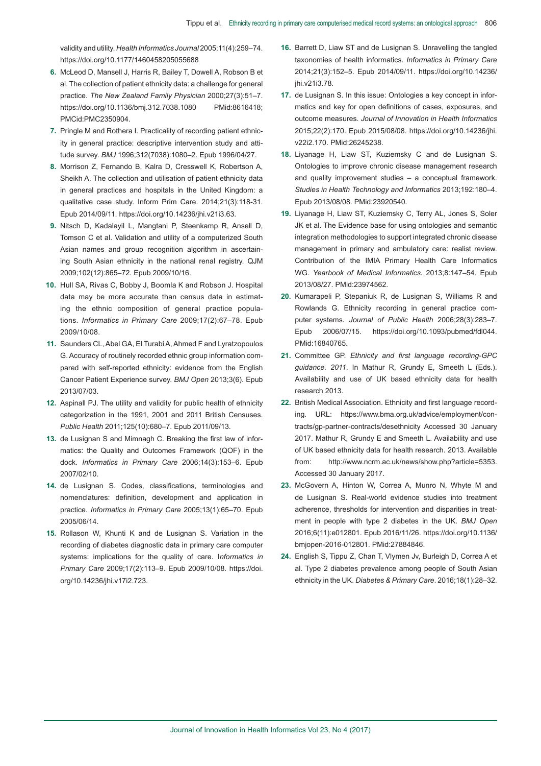validity and utility. *Health Informatics Journal* 2005;11(4):259–74. https://doi.org/10.1177/1460458205055688

6. McLeod D, Mansell J, Harris R, Bailey T, Dowell A, Robson B et al. The collection of patient ethnicity data: a challenge for general practice. *The New Zealand Family Physician* 2000;27(3):51–7. https://doi.org/10.1136/bmj.312.7038.1080 PMid:8616418; PMCid:PMC2350904.
7. Pringle M and Rothera I. Practicality of recording patient ethnicity in general practice: descriptive intervention study and attitude survey. *BMJ* 1996;312(7038):1080–2. Epub 1996/04/27.
8. Morrison Z, Fernando B, Kalra D, Cresswell K, Robertson A, Sheikh A. The collection and utilisation of patient ethnicity data in general practices and hospitals in the United Kingdom: a qualitative case study. Inform Prim Care. 2014;21(3):118-31. Epub 2014/09/11. https://doi.org/10.14236/jhi.v21i3.63.
9. Nitsch D, Kadalayil L, Mangtani P, Steenkamp R, Ansell D, Tomson C et al. Validation and utility of a computerized South Asian names and group recognition algorithm in ascertaining South Asian ethnicity in the national renal registry. QJM 2009;102(12):865–72. Epub 2009/10/16.
10. Hull SA, Rivas C, Bobby J, Boomla K and Robson J. Hospital data may be more accurate than census data in estimating the ethnic composition of general practice populations. *Informatics in Primary Care* 2009;17(2):67–78. Epub 2009/10/08.
11. Saunders CL, Abel GA, El Turabi A, Ahmed F and Lyratzopoulos G. Accuracy of routinely recorded ethnic group information compared with self-reported ethnicity: evidence from the English Cancer Patient Experience survey. *BMJ Open* 2013;3(6). Epub 2013/07/03.
12. Aspinall PJ. The utility and validity for public health of ethnicity categorization in the 1991, 2001 and 2011 British Censuses. *Public Health* 2011;125(10):680–7. Epub 2011/09/13.
13. de Lusignan S and Mimnagh C. Breaking the first law of informatics: the Quality and Outcomes Framework (QOF) in the dock. *Informatics in Primary Care* 2006;14(3):153–6. Epub 2007/02/10.
14. de Lusignan S. Codes, classifications, terminologies and nomenclatures: definition, development and application in practice. *Informatics in Primary Care* 2005;13(1):65–70. Epub 2005/06/14.
15. Rollason W, Khunti K and de Lusignan S. Variation in the recording of diabetes diagnostic data in primary care computer systems: implications for the quality of care. I*nformatics in Primary Care* 2009;17(2):113–9. Epub 2009/10/08. https://doi.org/10.14236/jhi.v17i2.723.
16. Barrett D, Liaw ST and de Lusignan S. Unravelling the tangled taxonomies of health informatics. *Informatics in Primary Care* 2014;21(3):152–5. Epub 2014/09/11. https://doi.org/10.14236/jhi.v21i3.78.
17. de Lusignan S. In this issue: Ontologies a key concept in informatics and key for open definitions of cases, exposures, and outcome measures. *Journal of Innovation in Health Informatics* 2015;22(2):170. Epub 2015/08/08. https://doi.org/10.14236/jhi.v22i2.170. PMid:26245238.
18. Liyanage H, Liaw ST, Kuziemsky C and de Lusignan S. Ontologies to improve chronic disease management research and quality improvement studies – a conceptual framework. *Studies in Health Technology and Informatics* 2013;192:180–4. Epub 2013/08/08. PMid:23920540.
19. Liyanage H, Liaw ST, Kuziemsky C, Terry AL, Jones S, Soler JK et al. The Evidence base for using ontologies and semantic integration methodologies to support integrated chronic disease management in primary and ambulatory care: realist review. Contribution of the IMIA Primary Health Care Informatics WG. *Yearbook of Medical Informatics*. 2013;8:147–54. Epub 2013/08/27. PMid:23974562.
20. Kumarapeli P, Stepaniuk R, de Lusignan S, Williams R and Rowlands G. Ethnicity recording in general practice computer systems. *Journal of Public Health* 2006;28(3):283–7. Epub 2006/07/15. https://doi.org/10.1093/pubmed/fdl044. PMid:16840765.
21. Committee GP. *Ethnicity and first language recording-GPC guidance. 2011*. In Mathur R, Grundy E, Smeeth L (Eds.). Availability and use of UK based ethnicity data for health research 2013.
22. British Medical Association. Ethnicity and first language recording. URL: https://www.bma.org.uk/advice/employment/contracts/gp-partner-contracts/desethnicity Accessed 30 January 2017. Mathur R, Grundy E and Smeeth L. Availability and use of UK based ethnicity data for health research. 2013. Available from: http://www.ncrm.ac.uk/news/show.php?article=5353. Accessed 30 January 2017.
23. McGovern A, Hinton W, Correa A, Munro N, Whyte M and de Lusignan S. Real-world evidence studies into treatment adherence, thresholds for intervention and disparities in treatment in people with type 2 diabetes in the UK. *BMJ Open* 2016;6(11):e012801. Epub 2016/11/26. https://doi.org/10.1136/bmjopen-2016-012801. PMid:27884846.
24. English S, Tippu Z, Chan T, Vlymen Jv, Burleigh D, Correa A et al. Type 2 diabetes prevalence among people of South Asian ethnicity in the UK. *Diabetes & Primary Care*. 2016;18(1):28–32.